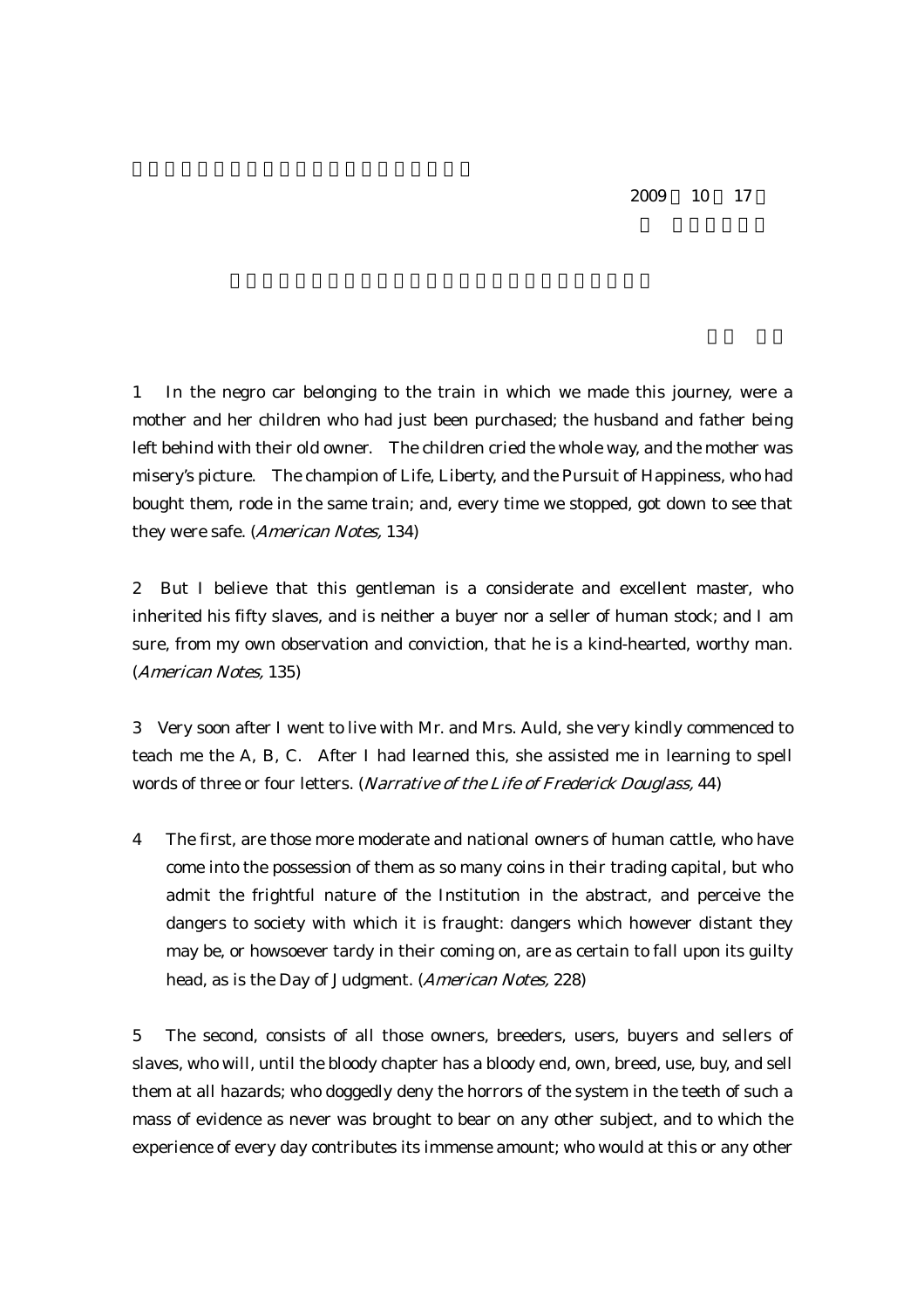2009 10 17

1 In the negro car belonging to the train in which we made this journey, were a mother and her children who had just been purchased; the husband and father being left behind with their old owner. The children cried the whole way, and the mother was misery's picture. The champion of Life, Liberty, and the Pursuit of Happiness, who had bought them, rode in the same train; and, every time we stopped, got down to see that they were safe. (*American Notes,* 134)

2 But I believe that this gentleman is a considerate and excellent master, who inherited his fifty slaves, and is neither a buyer nor a seller of human stock; and I am sure, from my own observation and conviction, that he is a kind-hearted, worthy man. (*American Notes,* 135)

3 Very soon after I went to live with Mr. and Mrs. Auld, she very kindly commenced to teach me the A, B, C. After I had learned this, she assisted me in learning to spell words of three or four letters. (*Narrative of the Life of Frederick Douglass,* 44)

4 The first, are those more moderate and national owners of human cattle, who have come into the possession of them as so many coins in their trading capital, but who admit the frightful nature of the Institution in the abstract, and perceive the dangers to society with which it is fraught: dangers which however distant they may be, or howsoever tardy in their coming on, are as certain to fall upon its guilty head, as is the Day of Judgment. (*American Notes,* 228)

5 The second, consists of all those owners, breeders, users, buyers and sellers of slaves, who will, until the bloody chapter has a bloody end, own, breed, use, buy, and sell them at all hazards; who doggedly deny the horrors of the system in the teeth of such a mass of evidence as never was brought to bear on any other subject, and to which the experience of every day contributes its immense amount; who would at this or any other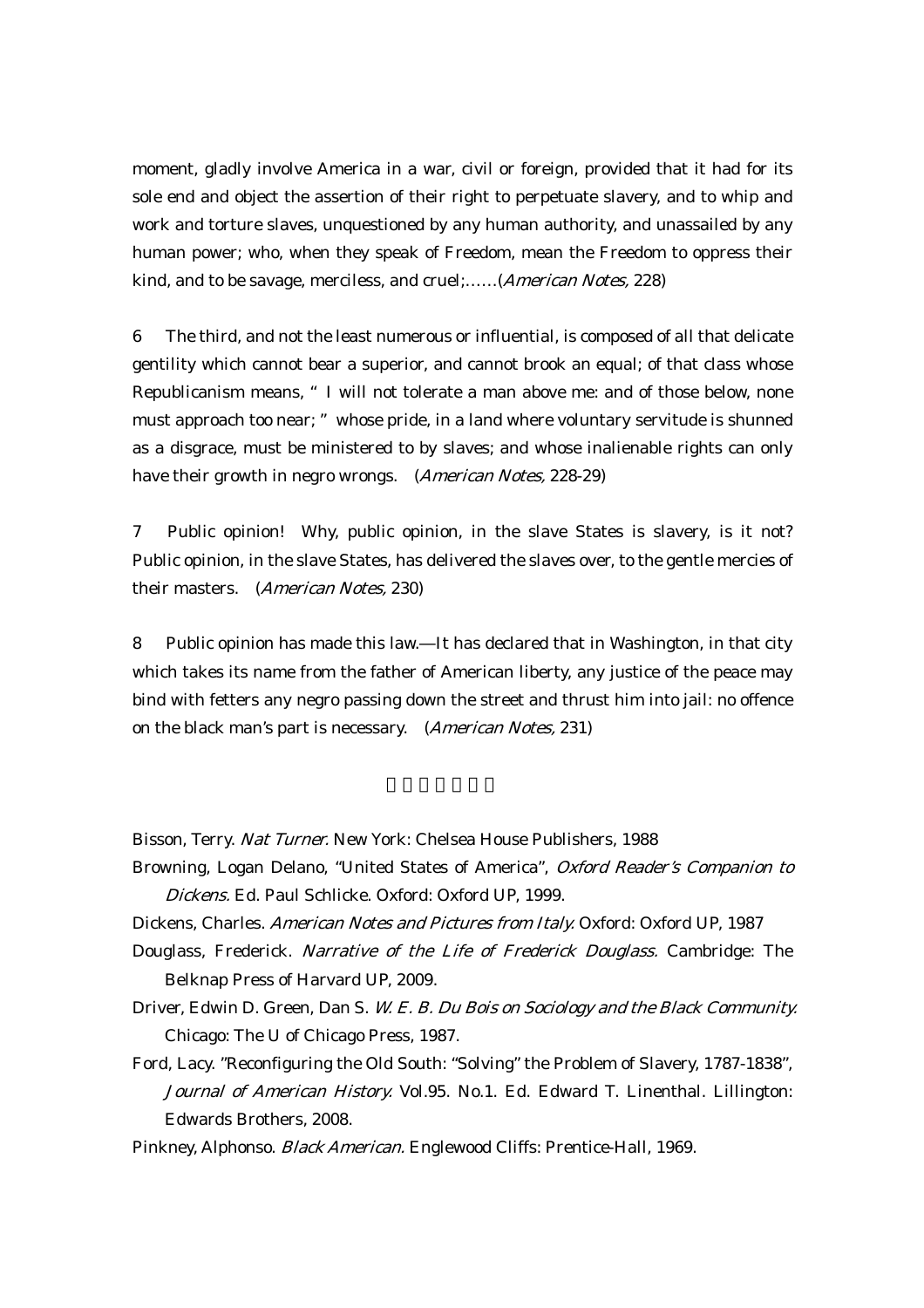moment, gladly involve America in a war, civil or foreign, provided that it had for its sole end and object the assertion of their right to perpetuate slavery, and to whip and work and torture slaves, unquestioned by any human authority, and unassailed by any human power; who, when they speak of Freedom, mean the Freedom to oppress their kind, and to be savage, merciless, and cruel;……(*American Notes,* 228)

6 The third, and not the least numerous or influential, is composed of all that delicate gentility which cannot bear a superior, and cannot brook an equal; of that class whose Republicanism means, " I will not tolerate a man above me: and of those below, none must approach too near; " whose pride, in a land where voluntary servitude is shunned as a disgrace, must be ministered to by slaves; and whose inalienable rights can only have their growth in negro wrongs. (*American Notes,* 228-29)

7 Public opinion! Why, public opinion, in the slave States is slavery, is it not? Public opinion, in the slave States, has delivered the slaves over, to the gentle mercies of their masters. (*American Notes,* 230)

8 Public opinion has made this law.—It has declared that in Washington, in that city which takes its name from the father of American liberty, any justice of the peace may bind with fetters any negro passing down the street and thrust him into jail: no offence on the black man's part is necessary. (*American Notes,* 231)

## □□□□□□

Bisson, Terry. *Nat Turner.* New York: Chelsea House Publishers, 1988

Browning, Logan Delano, "United States of America", *Oxford Reader's Companion to Dickens.* Ed. Paul Schlicke. Oxford: Oxford UP, 1999.

Dickens, Charles. *American Notes and Pictures from Italy.* Oxford: Oxford UP, 1987

Douglass, Frederick. *Narrative of the Life of Frederick Douglass.* Cambridge: The Belknap Press of Harvard UP, 2009.

Driver, Edwin D. Green, Dan S. *W. E. B. Du Bois on Sociology and the Black Community.* Chicago: The U of Chicago Press, 1987.

Ford, Lacy. "Reconfiguring the Old South: "Solving" the Problem of Slavery, 1787-1838", *Journal of American History.* Vol.95. No.1. Ed. Edward T. Linenthal. Lillington: Edwards Brothers, 2008.

Pinkney, Alphonso. *Black American.* Englewood Cliffs: Prentice-Hall, 1969.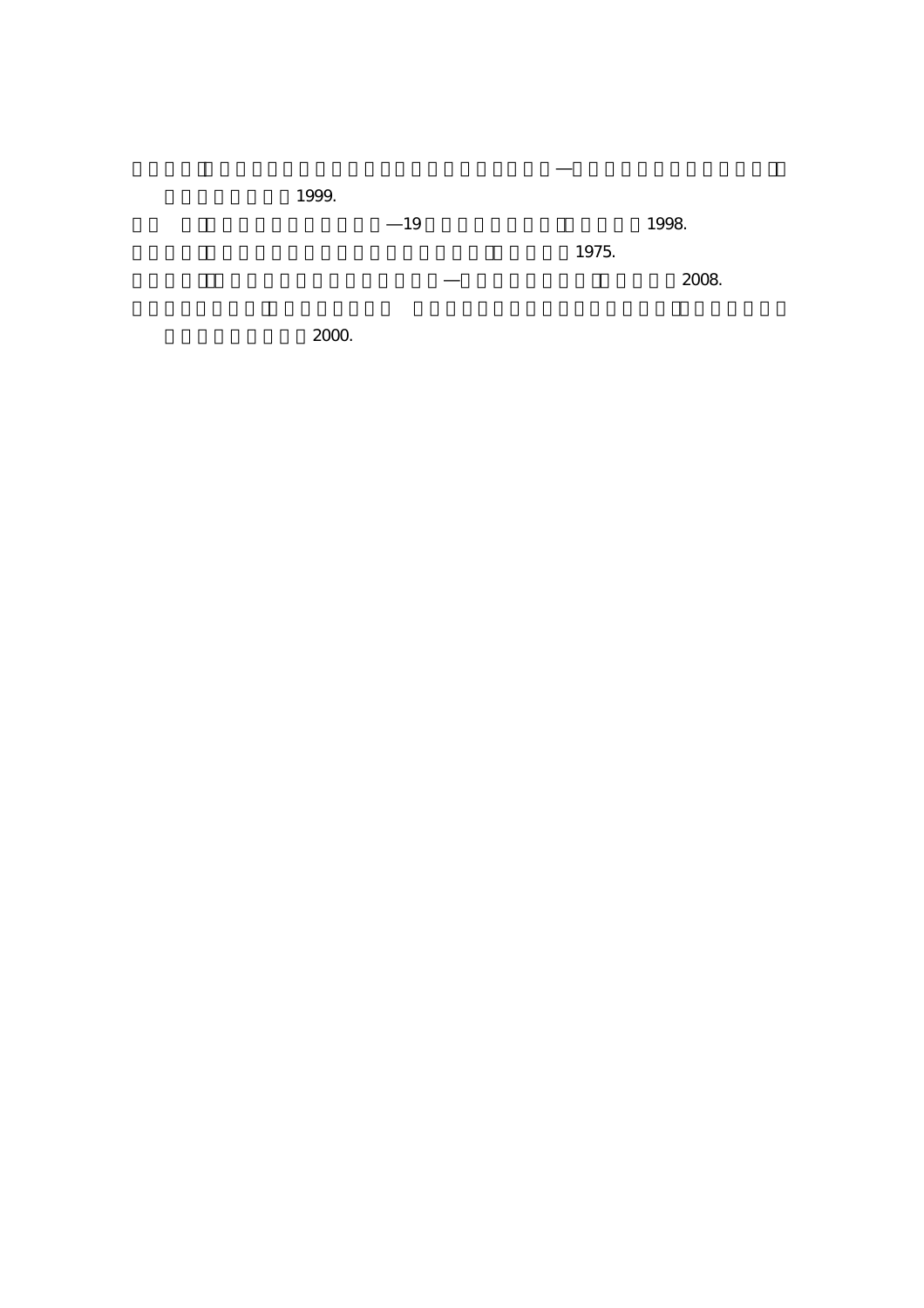—

1999.

—19 1998.

1975.

— 2008.

2000.